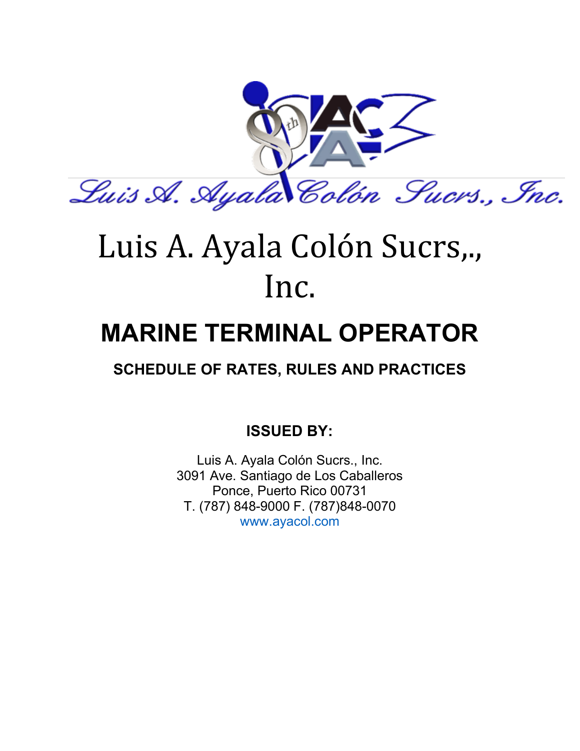# Luis A. Ayala Colón Sucrs,., Inc.

## MARINE TERMINAL OPERATOR

### SCHEDULE OF RATES, RULES AND PRACTICES

**ISSUED BY:**

Luis A. Ayala Colón Sucrs., Inc.
3091 Ave. Santiago de Los Caballeros
Ponce, Puerto Rico 00731
T. (787) 848-9000 F. (787)848-0070
www.ayacol.com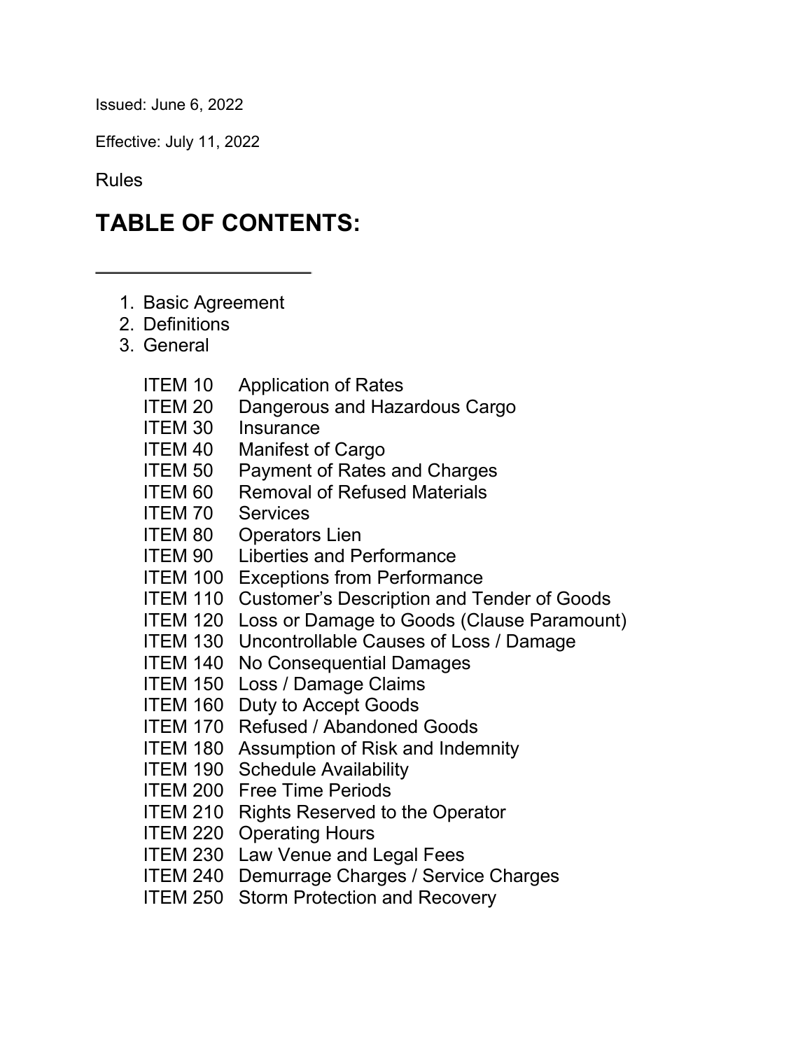Issued: June 6, 2022

Effective: July 11, 2022

Rules

# TABLE OF CONTENTS:

---

1. Basic Agreement
2. Definitions
3. General

| | |
|---|---|
| ITEM 10 | Application of Rates |
| ITEM 20 | Dangerous and Hazardous Cargo |
| ITEM 30 | Insurance |
| ITEM 40 | Manifest of Cargo |
| ITEM 50 | Payment of Rates and Charges |
| ITEM 60 | Removal of Refused Materials |
| ITEM 70 | Services |
| ITEM 80 | Operators Lien |
| ITEM 90 | Liberties and Performance |
| ITEM 100 | Exceptions from Performance |
| ITEM 110 | Customer's Description and Tender of Goods |
| ITEM 120 | Loss or Damage to Goods (Clause Paramount) |
| ITEM 130 | Uncontrollable Causes of Loss / Damage |
| ITEM 140 | No Consequential Damages |
| ITEM 150 | Loss / Damage Claims |
| ITEM 160 | Duty to Accept Goods |
| ITEM 170 | Refused / Abandoned Goods |
| ITEM 180 | Assumption of Risk and Indemnity |
| ITEM 190 | Schedule Availability |
| ITEM 200 | Free Time Periods |
| ITEM 210 | Rights Reserved to the Operator |
| ITEM 220 | Operating Hours |
| ITEM 230 | Law Venue and Legal Fees |
| ITEM 240 | Demurrage Charges / Service Charges |
| ITEM 250 | Storm Protection and Recovery |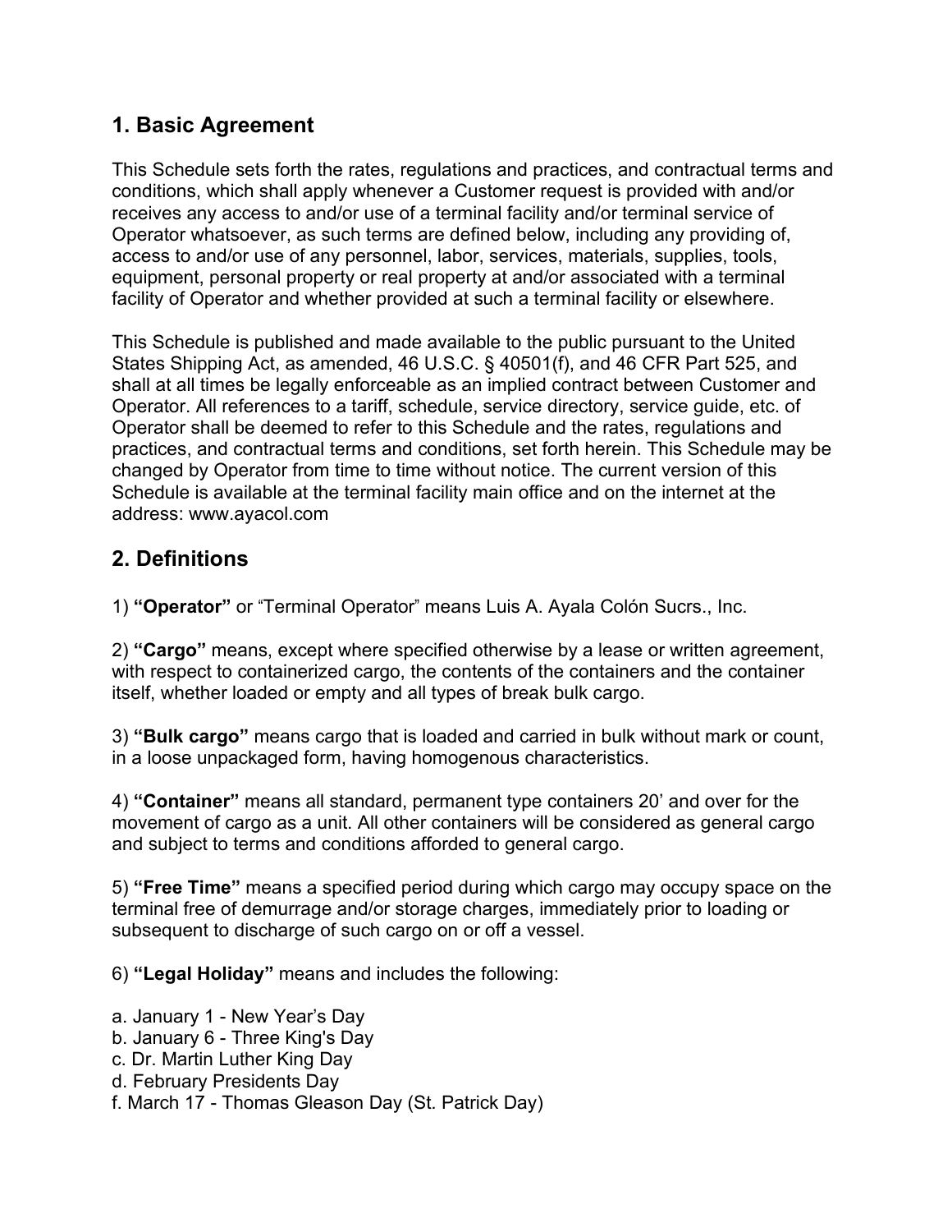## 1. Basic Agreement

This Schedule sets forth the rates, regulations and practices, and contractual terms and conditions, which shall apply whenever a Customer request is provided with and/or receives any access to and/or use of a terminal facility and/or terminal service of Operator whatsoever, as such terms are defined below, including any providing of, access to and/or use of any personnel, labor, services, materials, supplies, tools, equipment, personal property or real property at and/or associated with a terminal facility of Operator and whether provided at such a terminal facility or elsewhere.

This Schedule is published and made available to the public pursuant to the United States Shipping Act, as amended, 46 U.S.C. § 40501(f), and 46 CFR Part 525, and shall at all times be legally enforceable as an implied contract between Customer and Operator. All references to a tariff, schedule, service directory, service guide, etc. of Operator shall be deemed to refer to this Schedule and the rates, regulations and practices, and contractual terms and conditions, set forth herein. This Schedule may be changed by Operator from time to time without notice. The current version of this Schedule is available at the terminal facility main office and on the internet at the address: www.ayacol.com

## 2. Definitions

1) **"Operator"** or "Terminal Operator" means Luis A. Ayala Colón Sucrs., Inc.

2) **"Cargo"** means, except where specified otherwise by a lease or written agreement, with respect to containerized cargo, the contents of the containers and the container itself, whether loaded or empty and all types of break bulk cargo.

3) **"Bulk cargo"** means cargo that is loaded and carried in bulk without mark or count, in a loose unpackaged form, having homogenous characteristics.

4) **"Container"** means all standard, permanent type containers 20' and over for the movement of cargo as a unit. All other containers will be considered as general cargo and subject to terms and conditions afforded to general cargo.

5) **"Free Time"** means a specified period during which cargo may occupy space on the terminal free of demurrage and/or storage charges, immediately prior to loading or subsequent to discharge of such cargo on or off a vessel.

6) **"Legal Holiday"** means and includes the following:

a. January 1 - New Year's Day
b. January 6 - Three King's Day
c. Dr. Martin Luther King Day
d. February Presidents Day
f. March 17 - Thomas Gleason Day (St. Patrick Day)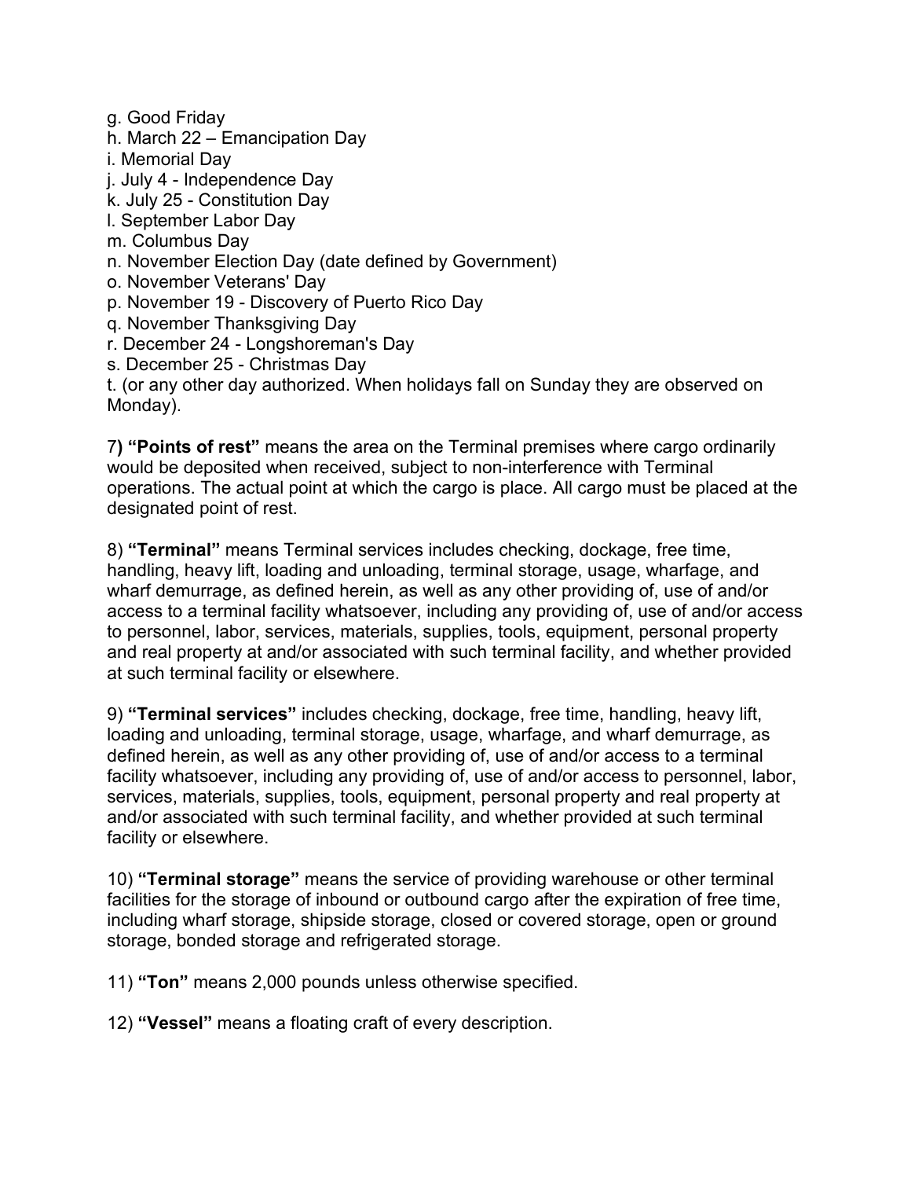g. Good Friday
h. March 22 – Emancipation Day
i. Memorial Day
j. July 4 - Independence Day
k. July 25 - Constitution Day
l. September Labor Day
m. Columbus Day
n. November Election Day (date defined by Government)
o. November Veterans' Day
p. November 19 - Discovery of Puerto Rico Day
q. November Thanksgiving Day
r. December 24 - Longshoreman's Day
s. December 25 - Christmas Day
t. (or any other day authorized. When holidays fall on Sunday they are observed on Monday).

7**) "Points of rest"** means the area on the Terminal premises where cargo ordinarily would be deposited when received, subject to non-interference with Terminal operations. The actual point at which the cargo is place. All cargo must be placed at the designated point of rest.

8) **"Terminal"** means Terminal services includes checking, dockage, free time, handling, heavy lift, loading and unloading, terminal storage, usage, wharfage, and wharf demurrage, as defined herein, as well as any other providing of, use of and/or access to a terminal facility whatsoever, including any providing of, use of and/or access to personnel, labor, services, materials, supplies, tools, equipment, personal property and real property at and/or associated with such terminal facility, and whether provided at such terminal facility or elsewhere.

9) **"Terminal services"** includes checking, dockage, free time, handling, heavy lift, loading and unloading, terminal storage, usage, wharfage, and wharf demurrage, as defined herein, as well as any other providing of, use of and/or access to a terminal facility whatsoever, including any providing of, use of and/or access to personnel, labor, services, materials, supplies, tools, equipment, personal property and real property at and/or associated with such terminal facility, and whether provided at such terminal facility or elsewhere.

10) **"Terminal storage"** means the service of providing warehouse or other terminal facilities for the storage of inbound or outbound cargo after the expiration of free time, including wharf storage, shipside storage, closed or covered storage, open or ground storage, bonded storage and refrigerated storage.

11) **"Ton"** means 2,000 pounds unless otherwise specified.

12) **"Vessel"** means a floating craft of every description.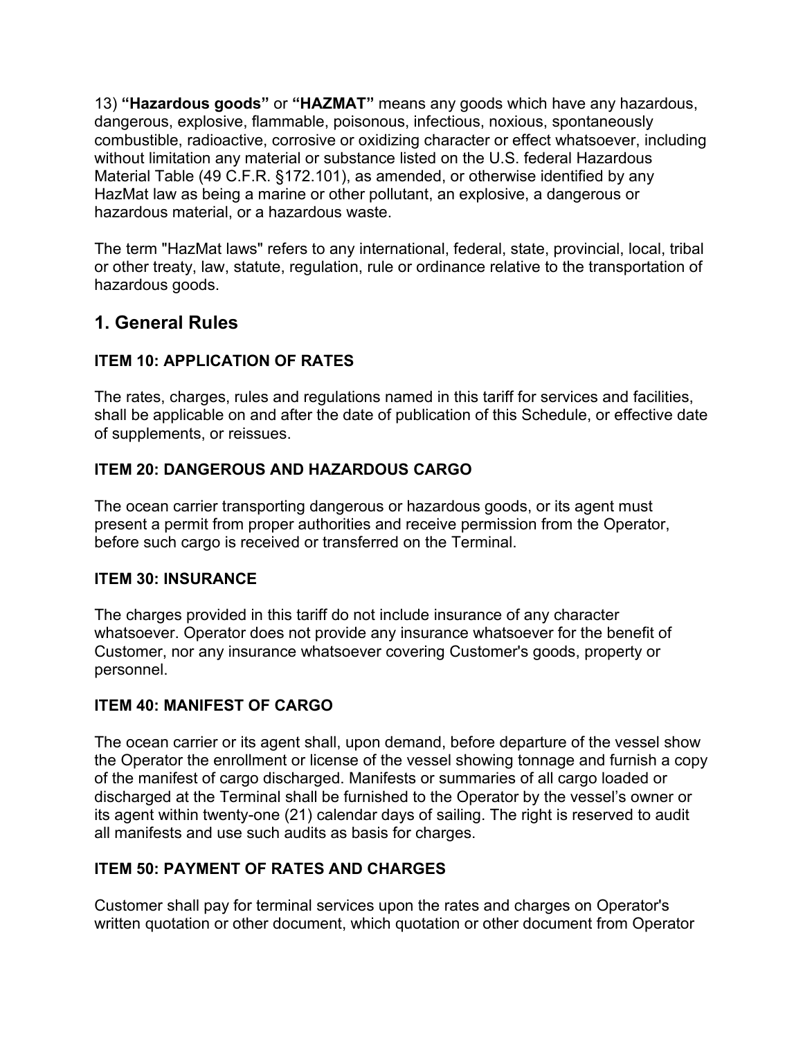13) **"Hazardous goods"** or **"HAZMAT"** means any goods which have any hazardous, dangerous, explosive, flammable, poisonous, infectious, noxious, spontaneously combustible, radioactive, corrosive or oxidizing character or effect whatsoever, including without limitation any material or substance listed on the U.S. federal Hazardous Material Table (49 C.F.R. §172.101), as amended, or otherwise identified by any HazMat law as being a marine or other pollutant, an explosive, a dangerous or hazardous material, or a hazardous waste.

The term "HazMat laws" refers to any international, federal, state, provincial, local, tribal or other treaty, law, statute, regulation, rule or ordinance relative to the transportation of hazardous goods.

## 1. General Rules

### ITEM 10: APPLICATION OF RATES

The rates, charges, rules and regulations named in this tariff for services and facilities, shall be applicable on and after the date of publication of this Schedule, or effective date of supplements, or reissues.

### ITEM 20: DANGEROUS AND HAZARDOUS CARGO

The ocean carrier transporting dangerous or hazardous goods, or its agent must present a permit from proper authorities and receive permission from the Operator, before such cargo is received or transferred on the Terminal.

### ITEM 30: INSURANCE

The charges provided in this tariff do not include insurance of any character whatsoever. Operator does not provide any insurance whatsoever for the benefit of Customer, nor any insurance whatsoever covering Customer's goods, property or personnel.

### ITEM 40: MANIFEST OF CARGO

The ocean carrier or its agent shall, upon demand, before departure of the vessel show the Operator the enrollment or license of the vessel showing tonnage and furnish a copy of the manifest of cargo discharged. Manifests or summaries of all cargo loaded or discharged at the Terminal shall be furnished to the Operator by the vessel's owner or its agent within twenty-one (21) calendar days of sailing. The right is reserved to audit all manifests and use such audits as basis for charges.

### ITEM 50: PAYMENT OF RATES AND CHARGES

Customer shall pay for terminal services upon the rates and charges on Operator's written quotation or other document, which quotation or other document from Operator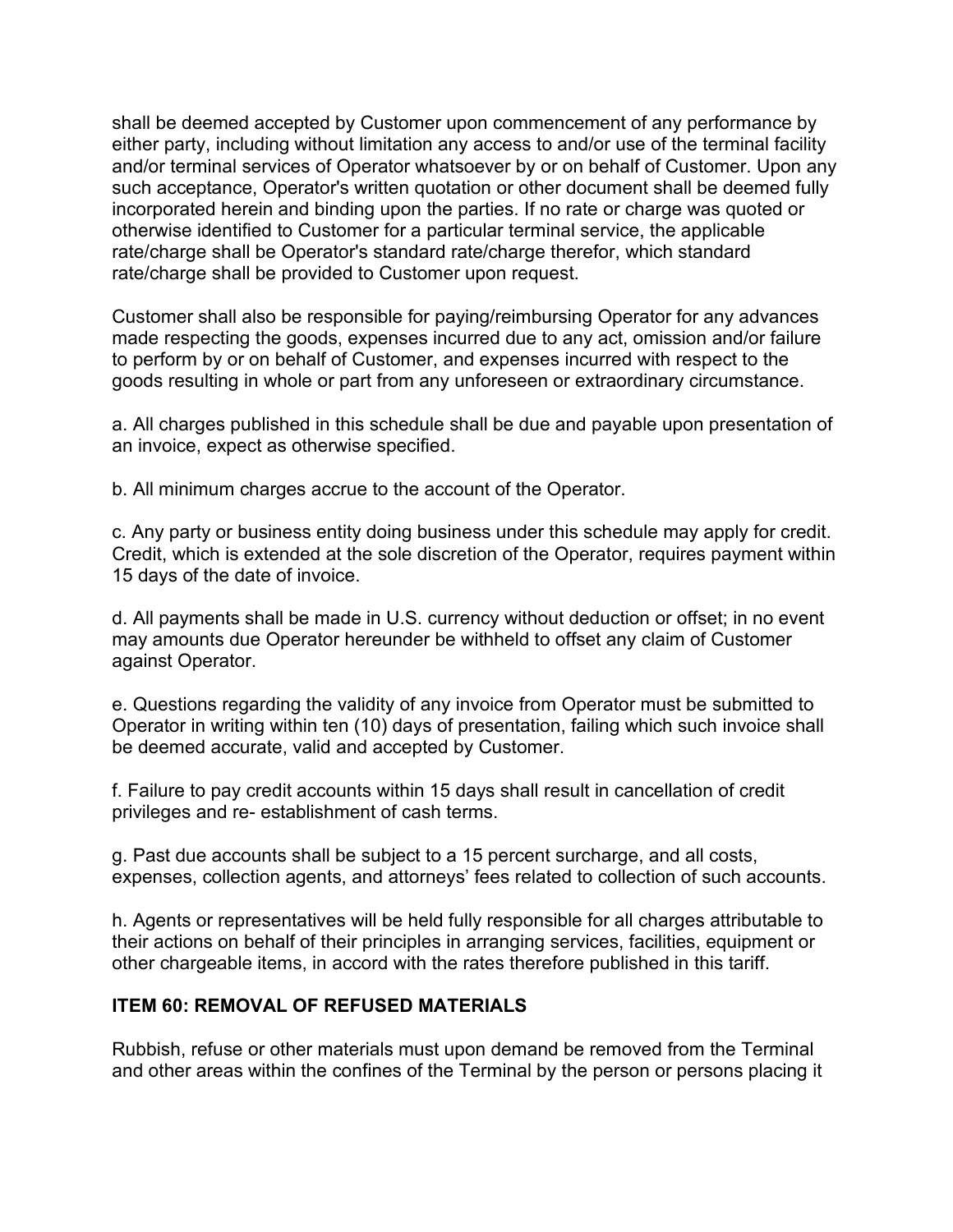shall be deemed accepted by Customer upon commencement of any performance by either party, including without limitation any access to and/or use of the terminal facility and/or terminal services of Operator whatsoever by or on behalf of Customer. Upon any such acceptance, Operator's written quotation or other document shall be deemed fully incorporated herein and binding upon the parties. If no rate or charge was quoted or otherwise identified to Customer for a particular terminal service, the applicable rate/charge shall be Operator's standard rate/charge therefor, which standard rate/charge shall be provided to Customer upon request.

Customer shall also be responsible for paying/reimbursing Operator for any advances made respecting the goods, expenses incurred due to any act, omission and/or failure to perform by or on behalf of Customer, and expenses incurred with respect to the goods resulting in whole or part from any unforeseen or extraordinary circumstance.

a. All charges published in this schedule shall be due and payable upon presentation of an invoice, expect as otherwise specified.

b. All minimum charges accrue to the account of the Operator.

c. Any party or business entity doing business under this schedule may apply for credit. Credit, which is extended at the sole discretion of the Operator, requires payment within 15 days of the date of invoice.

d. All payments shall be made in U.S. currency without deduction or offset; in no event may amounts due Operator hereunder be withheld to offset any claim of Customer against Operator.

e. Questions regarding the validity of any invoice from Operator must be submitted to Operator in writing within ten (10) days of presentation, failing which such invoice shall be deemed accurate, valid and accepted by Customer.

f. Failure to pay credit accounts within 15 days shall result in cancellation of credit privileges and re- establishment of cash terms.

g. Past due accounts shall be subject to a 15 percent surcharge, and all costs, expenses, collection agents, and attorneys' fees related to collection of such accounts.

h. Agents or representatives will be held fully responsible for all charges attributable to their actions on behalf of their principles in arranging services, facilities, equipment or other chargeable items, in accord with the rates therefore published in this tariff.

## ITEM 60: REMOVAL OF REFUSED MATERIALS

Rubbish, refuse or other materials must upon demand be removed from the Terminal and other areas within the confines of the Terminal by the person or persons placing it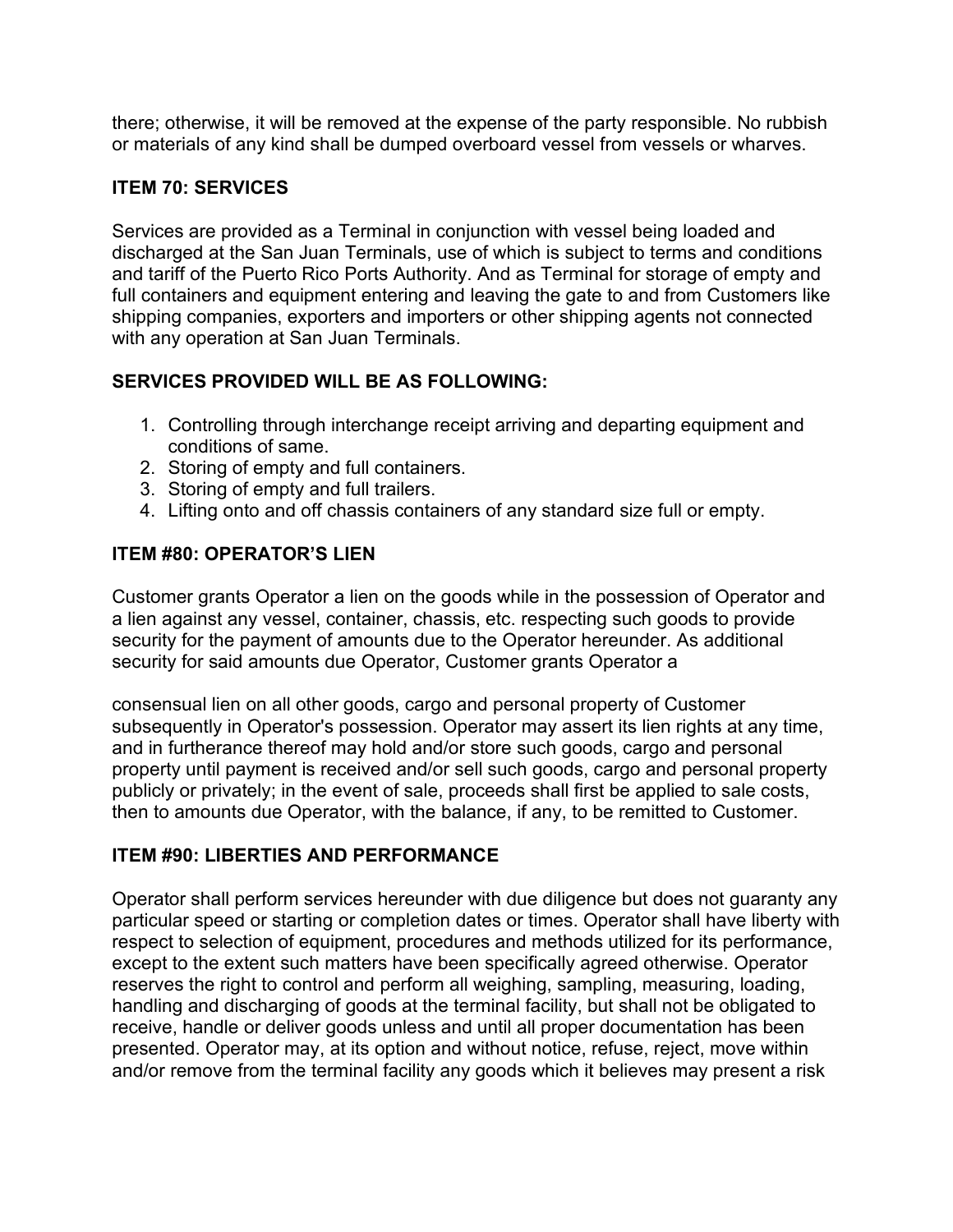there; otherwise, it will be removed at the expense of the party responsible. No rubbish or materials of any kind shall be dumped overboard vessel from vessels or wharves.

### ITEM 70: SERVICES

Services are provided as a Terminal in conjunction with vessel being loaded and discharged at the San Juan Terminals, use of which is subject to terms and conditions and tariff of the Puerto Rico Ports Authority. And as Terminal for storage of empty and full containers and equipment entering and leaving the gate to and from Customers like shipping companies, exporters and importers or other shipping agents not connected with any operation at San Juan Terminals.

### SERVICES PROVIDED WILL BE AS FOLLOWING:

1. Controlling through interchange receipt arriving and departing equipment and conditions of same.
2. Storing of empty and full containers.
3. Storing of empty and full trailers.
4. Lifting onto and off chassis containers of any standard size full or empty.

### ITEM #80: OPERATOR'S LIEN

Customer grants Operator a lien on the goods while in the possession of Operator and a lien against any vessel, container, chassis, etc. respecting such goods to provide security for the payment of amounts due to the Operator hereunder. As additional security for said amounts due Operator, Customer grants Operator a consensual lien on all other goods, cargo and personal property of Customer subsequently in Operator's possession. Operator may assert its lien rights at any time, and in furtherance thereof may hold and/or store such goods, cargo and personal property until payment is received and/or sell such goods, cargo and personal property publicly or privately; in the event of sale, proceeds shall first be applied to sale costs, then to amounts due Operator, with the balance, if any, to be remitted to Customer.

### ITEM #90: LIBERTIES AND PERFORMANCE

Operator shall perform services hereunder with due diligence but does not guaranty any particular speed or starting or completion dates or times. Operator shall have liberty with respect to selection of equipment, procedures and methods utilized for its performance, except to the extent such matters have been specifically agreed otherwise. Operator reserves the right to control and perform all weighing, sampling, measuring, loading, handling and discharging of goods at the terminal facility, but shall not be obligated to receive, handle or deliver goods unless and until all proper documentation has been presented. Operator may, at its option and without notice, refuse, reject, move within and/or remove from the terminal facility any goods which it believes may present a risk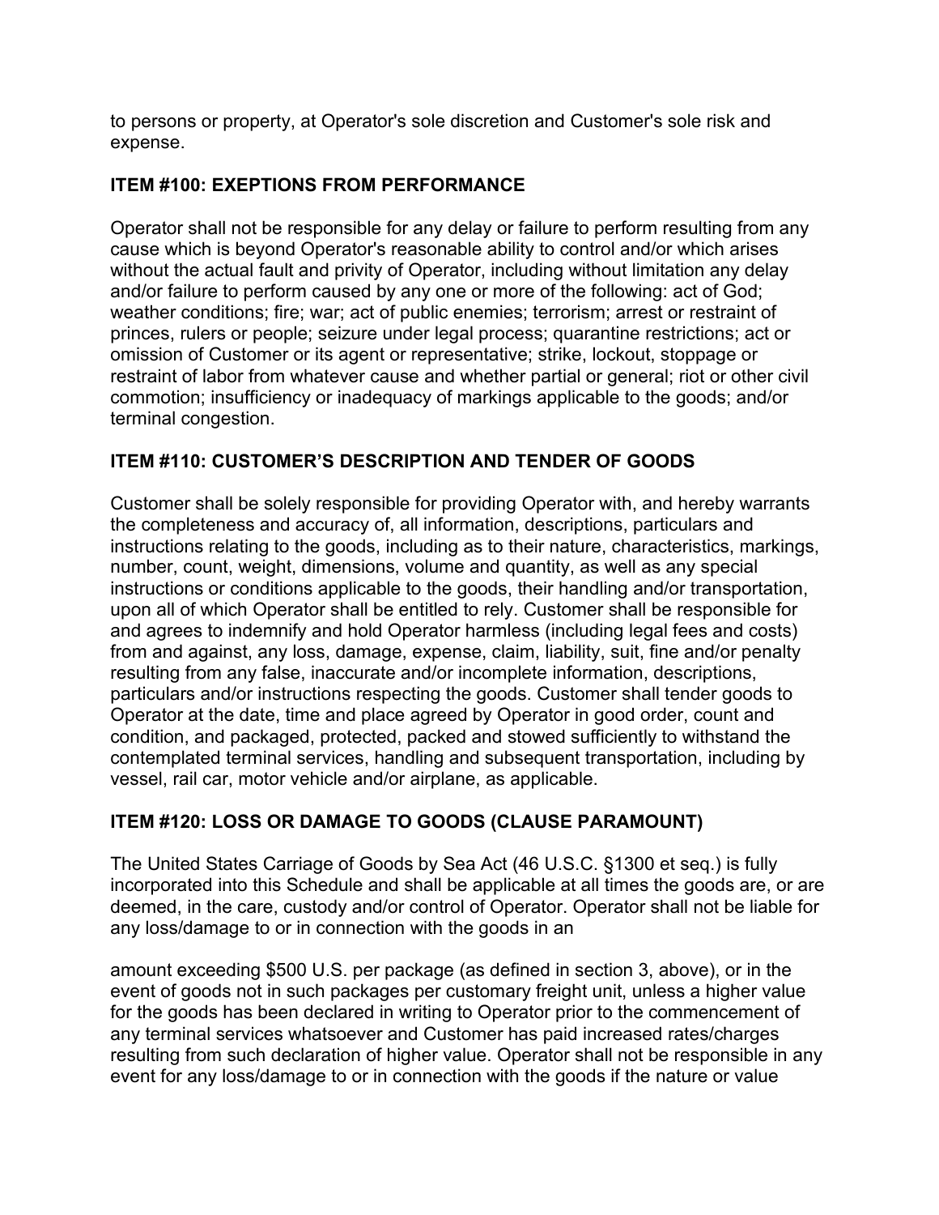to persons or property, at Operator's sole discretion and Customer's sole risk and expense.

### ITEM #100: EXEPTIONS FROM PERFORMANCE

Operator shall not be responsible for any delay or failure to perform resulting from any cause which is beyond Operator's reasonable ability to control and/or which arises without the actual fault and privity of Operator, including without limitation any delay and/or failure to perform caused by any one or more of the following: act of God; weather conditions; fire; war; act of public enemies; terrorism; arrest or restraint of princes, rulers or people; seizure under legal process; quarantine restrictions; act or omission of Customer or its agent or representative; strike, lockout, stoppage or restraint of labor from whatever cause and whether partial or general; riot or other civil commotion; insufficiency or inadequacy of markings applicable to the goods; and/or terminal congestion.

### ITEM #110: CUSTOMER'S DESCRIPTION AND TENDER OF GOODS

Customer shall be solely responsible for providing Operator with, and hereby warrants the completeness and accuracy of, all information, descriptions, particulars and instructions relating to the goods, including as to their nature, characteristics, markings, number, count, weight, dimensions, volume and quantity, as well as any special instructions or conditions applicable to the goods, their handling and/or transportation, upon all of which Operator shall be entitled to rely. Customer shall be responsible for and agrees to indemnify and hold Operator harmless (including legal fees and costs) from and against, any loss, damage, expense, claim, liability, suit, fine and/or penalty resulting from any false, inaccurate and/or incomplete information, descriptions, particulars and/or instructions respecting the goods. Customer shall tender goods to Operator at the date, time and place agreed by Operator in good order, count and condition, and packaged, protected, packed and stowed sufficiently to withstand the contemplated terminal services, handling and subsequent transportation, including by vessel, rail car, motor vehicle and/or airplane, as applicable.

### ITEM #120: LOSS OR DAMAGE TO GOODS (CLAUSE PARAMOUNT)

The United States Carriage of Goods by Sea Act (46 U.S.C. §1300 et seq.) is fully incorporated into this Schedule and shall be applicable at all times the goods are, or are deemed, in the care, custody and/or control of Operator. Operator shall not be liable for any loss/damage to or in connection with the goods in an amount exceeding $500 U.S. per package (as defined in section 3, above), or in the event of goods not in such packages per customary freight unit, unless a higher value for the goods has been declared in writing to Operator prior to the commencement of any terminal services whatsoever and Customer has paid increased rates/charges resulting from such declaration of higher value. Operator shall not be responsible in any event for any loss/damage to or in connection with the goods if the nature or value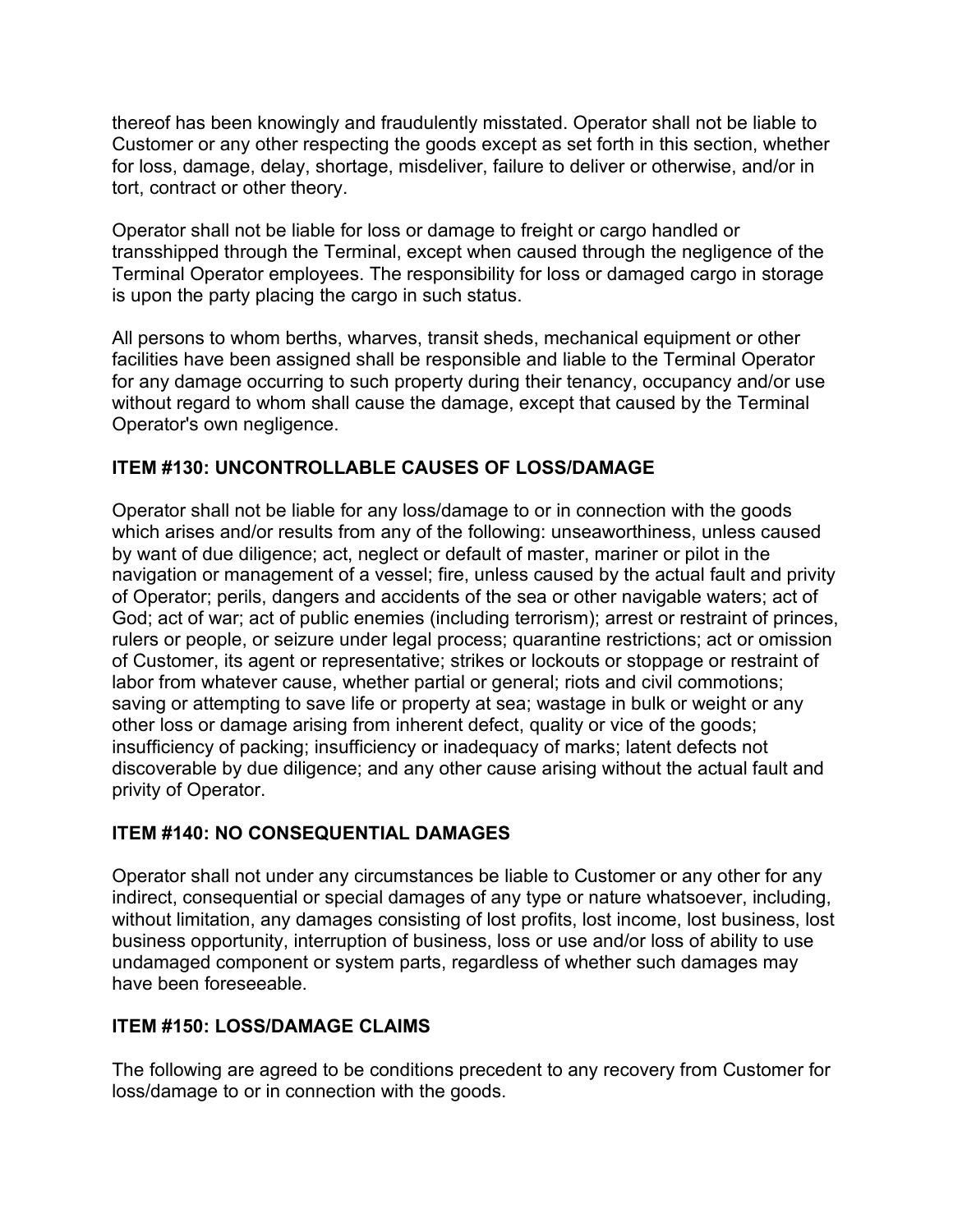thereof has been knowingly and fraudulently misstated. Operator shall not be liable to Customer or any other respecting the goods except as set forth in this section, whether for loss, damage, delay, shortage, misdeliver, failure to deliver or otherwise, and/or in tort, contract or other theory.

Operator shall not be liable for loss or damage to freight or cargo handled or transshipped through the Terminal, except when caused through the negligence of the Terminal Operator employees. The responsibility for loss or damaged cargo in storage is upon the party placing the cargo in such status.

All persons to whom berths, wharves, transit sheds, mechanical equipment or other facilities have been assigned shall be responsible and liable to the Terminal Operator for any damage occurring to such property during their tenancy, occupancy and/or use without regard to whom shall cause the damage, except that caused by the Terminal Operator's own negligence.

### ITEM #130: UNCONTROLLABLE CAUSES OF LOSS/DAMAGE

Operator shall not be liable for any loss/damage to or in connection with the goods which arises and/or results from any of the following: unseaworthiness, unless caused by want of due diligence; act, neglect or default of master, mariner or pilot in the navigation or management of a vessel; fire, unless caused by the actual fault and privity of Operator; perils, dangers and accidents of the sea or other navigable waters; act of God; act of war; act of public enemies (including terrorism); arrest or restraint of princes, rulers or people, or seizure under legal process; quarantine restrictions; act or omission of Customer, its agent or representative; strikes or lockouts or stoppage or restraint of labor from whatever cause, whether partial or general; riots and civil commotions; saving or attempting to save life or property at sea; wastage in bulk or weight or any other loss or damage arising from inherent defect, quality or vice of the goods; insufficiency of packing; insufficiency or inadequacy of marks; latent defects not discoverable by due diligence; and any other cause arising without the actual fault and privity of Operator.

### ITEM #140: NO CONSEQUENTIAL DAMAGES

Operator shall not under any circumstances be liable to Customer or any other for any indirect, consequential or special damages of any type or nature whatsoever, including, without limitation, any damages consisting of lost profits, lost income, lost business, lost business opportunity, interruption of business, loss or use and/or loss of ability to use undamaged component or system parts, regardless of whether such damages may have been foreseeable.

### ITEM #150: LOSS/DAMAGE CLAIMS

The following are agreed to be conditions precedent to any recovery from Customer for loss/damage to or in connection with the goods.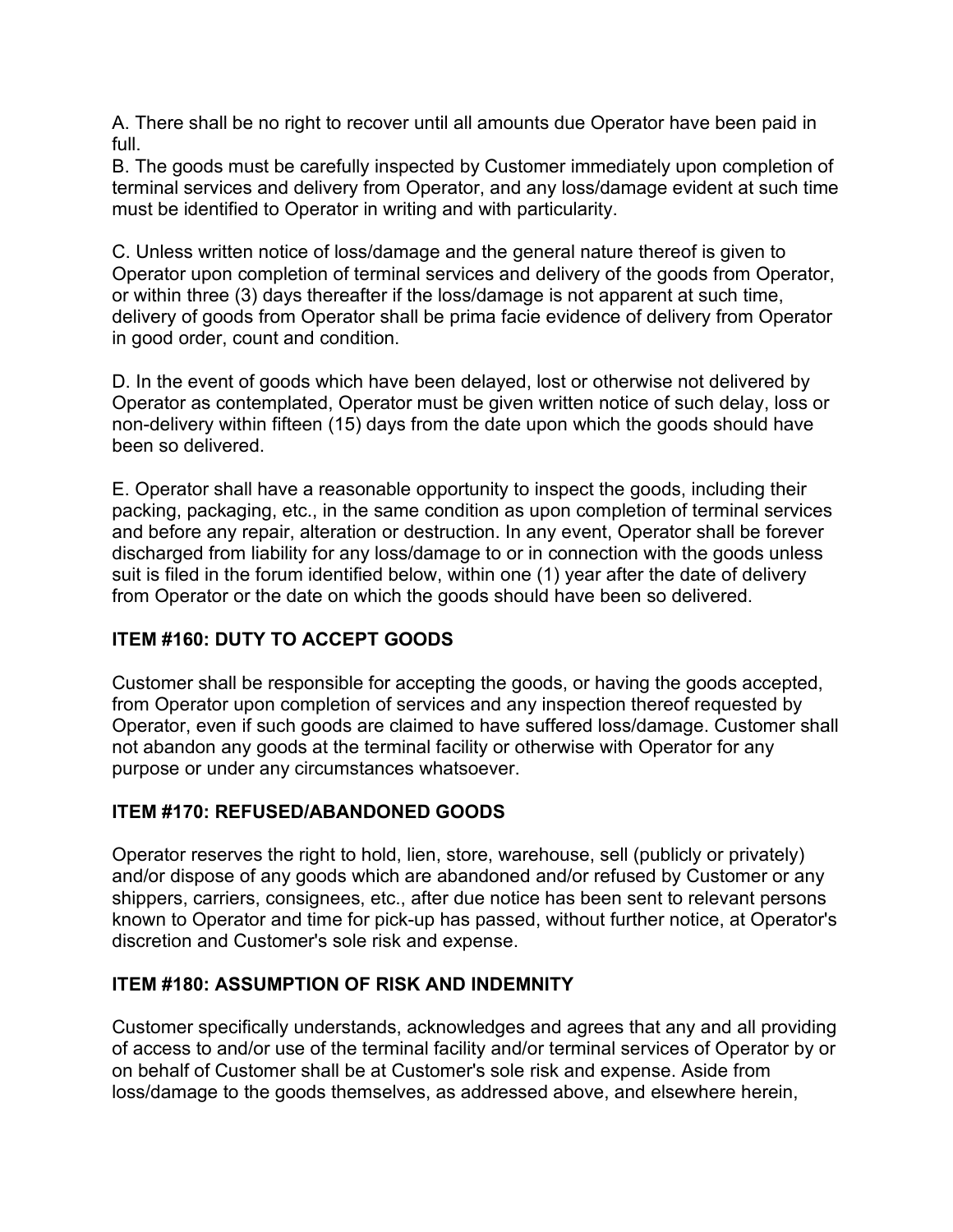A. There shall be no right to recover until all amounts due Operator have been paid in full.
B. The goods must be carefully inspected by Customer immediately upon completion of terminal services and delivery from Operator, and any loss/damage evident at such time must be identified to Operator in writing and with particularity.

C. Unless written notice of loss/damage and the general nature thereof is given to Operator upon completion of terminal services and delivery of the goods from Operator, or within three (3) days thereafter if the loss/damage is not apparent at such time, delivery of goods from Operator shall be prima facie evidence of delivery from Operator in good order, count and condition.

D. In the event of goods which have been delayed, lost or otherwise not delivered by Operator as contemplated, Operator must be given written notice of such delay, loss or non-delivery within fifteen (15) days from the date upon which the goods should have been so delivered.

E. Operator shall have a reasonable opportunity to inspect the goods, including their packing, packaging, etc., in the same condition as upon completion of terminal services and before any repair, alteration or destruction. In any event, Operator shall be forever discharged from liability for any loss/damage to or in connection with the goods unless suit is filed in the forum identified below, within one (1) year after the date of delivery from Operator or the date on which the goods should have been so delivered.

### ITEM #160: DUTY TO ACCEPT GOODS

Customer shall be responsible for accepting the goods, or having the goods accepted, from Operator upon completion of services and any inspection thereof requested by Operator, even if such goods are claimed to have suffered loss/damage. Customer shall not abandon any goods at the terminal facility or otherwise with Operator for any purpose or under any circumstances whatsoever.

### ITEM #170: REFUSED/ABANDONED GOODS

Operator reserves the right to hold, lien, store, warehouse, sell (publicly or privately) and/or dispose of any goods which are abandoned and/or refused by Customer or any shippers, carriers, consignees, etc., after due notice has been sent to relevant persons known to Operator and time for pick-up has passed, without further notice, at Operator's discretion and Customer's sole risk and expense.

### ITEM #180: ASSUMPTION OF RISK AND INDEMNITY

Customer specifically understands, acknowledges and agrees that any and all providing of access to and/or use of the terminal facility and/or terminal services of Operator by or on behalf of Customer shall be at Customer's sole risk and expense. Aside from loss/damage to the goods themselves, as addressed above, and elsewhere herein,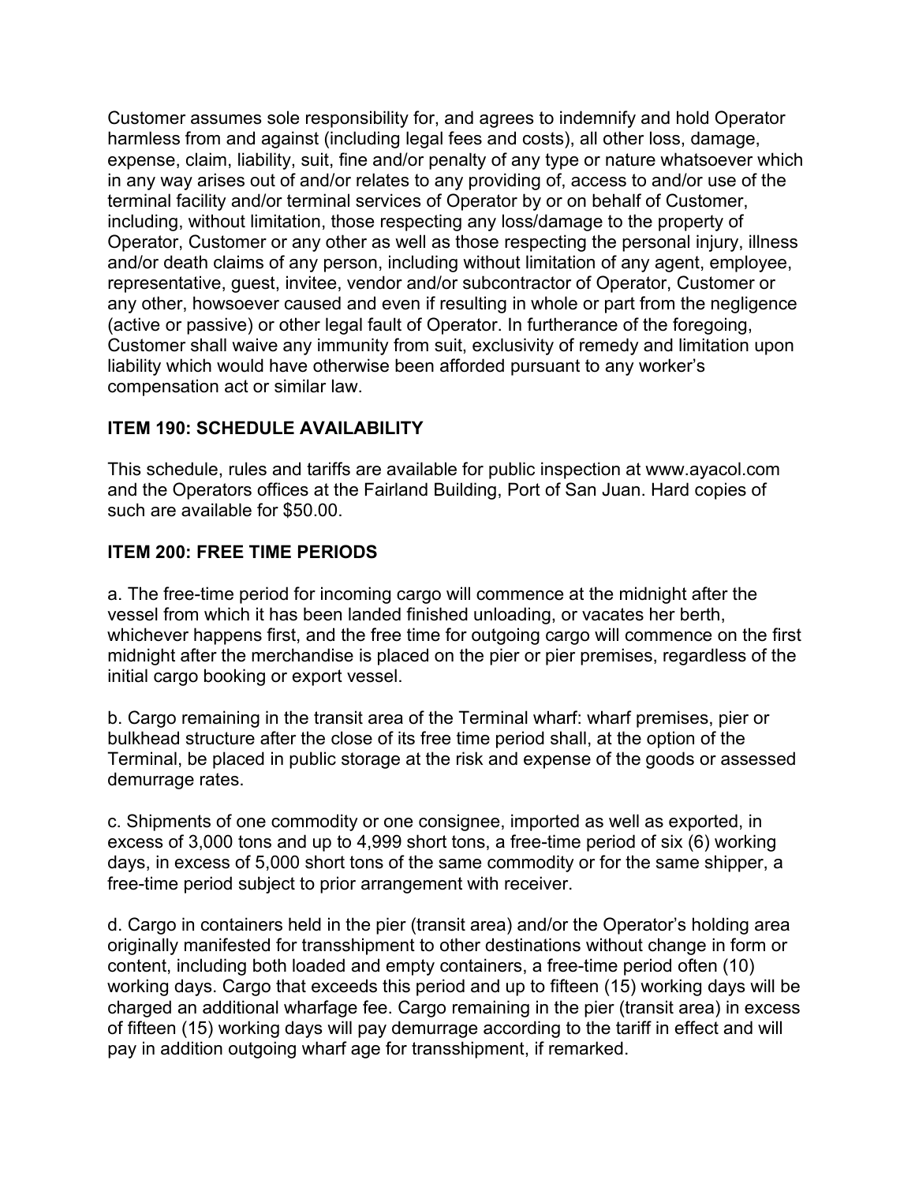Customer assumes sole responsibility for, and agrees to indemnify and hold Operator harmless from and against (including legal fees and costs), all other loss, damage, expense, claim, liability, suit, fine and/or penalty of any type or nature whatsoever which in any way arises out of and/or relates to any providing of, access to and/or use of the terminal facility and/or terminal services of Operator by or on behalf of Customer, including, without limitation, those respecting any loss/damage to the property of Operator, Customer or any other as well as those respecting the personal injury, illness and/or death claims of any person, including without limitation of any agent, employee, representative, guest, invitee, vendor and/or subcontractor of Operator, Customer or any other, howsoever caused and even if resulting in whole or part from the negligence (active or passive) or other legal fault of Operator. In furtherance of the foregoing, Customer shall waive any immunity from suit, exclusivity of remedy and limitation upon liability which would have otherwise been afforded pursuant to any worker's compensation act or similar law.

**ITEM 190: SCHEDULE AVAILABILITY**

This schedule, rules and tariffs are available for public inspection at www.ayacol.com and the Operators offices at the Fairland Building, Port of San Juan. Hard copies of such are available for $50.00.

**ITEM 200: FREE TIME PERIODS**

a. The free-time period for incoming cargo will commence at the midnight after the vessel from which it has been landed finished unloading, or vacates her berth, whichever happens first, and the free time for outgoing cargo will commence on the first midnight after the merchandise is placed on the pier or pier premises, regardless of the initial cargo booking or export vessel.

b. Cargo remaining in the transit area of the Terminal wharf: wharf premises, pier or bulkhead structure after the close of its free time period shall, at the option of the Terminal, be placed in public storage at the risk and expense of the goods or assessed demurrage rates.

c. Shipments of one commodity or one consignee, imported as well as exported, in excess of 3,000 tons and up to 4,999 short tons, a free-time period of six (6) working days, in excess of 5,000 short tons of the same commodity or for the same shipper, a free-time period subject to prior arrangement with receiver.

d. Cargo in containers held in the pier (transit area) and/or the Operator's holding area originally manifested for transshipment to other destinations without change in form or content, including both loaded and empty containers, a free-time period often (10) working days. Cargo that exceeds this period and up to fifteen (15) working days will be charged an additional wharfage fee. Cargo remaining in the pier (transit area) in excess of fifteen (15) working days will pay demurrage according to the tariff in effect and will pay in addition outgoing wharf age for transshipment, if remarked.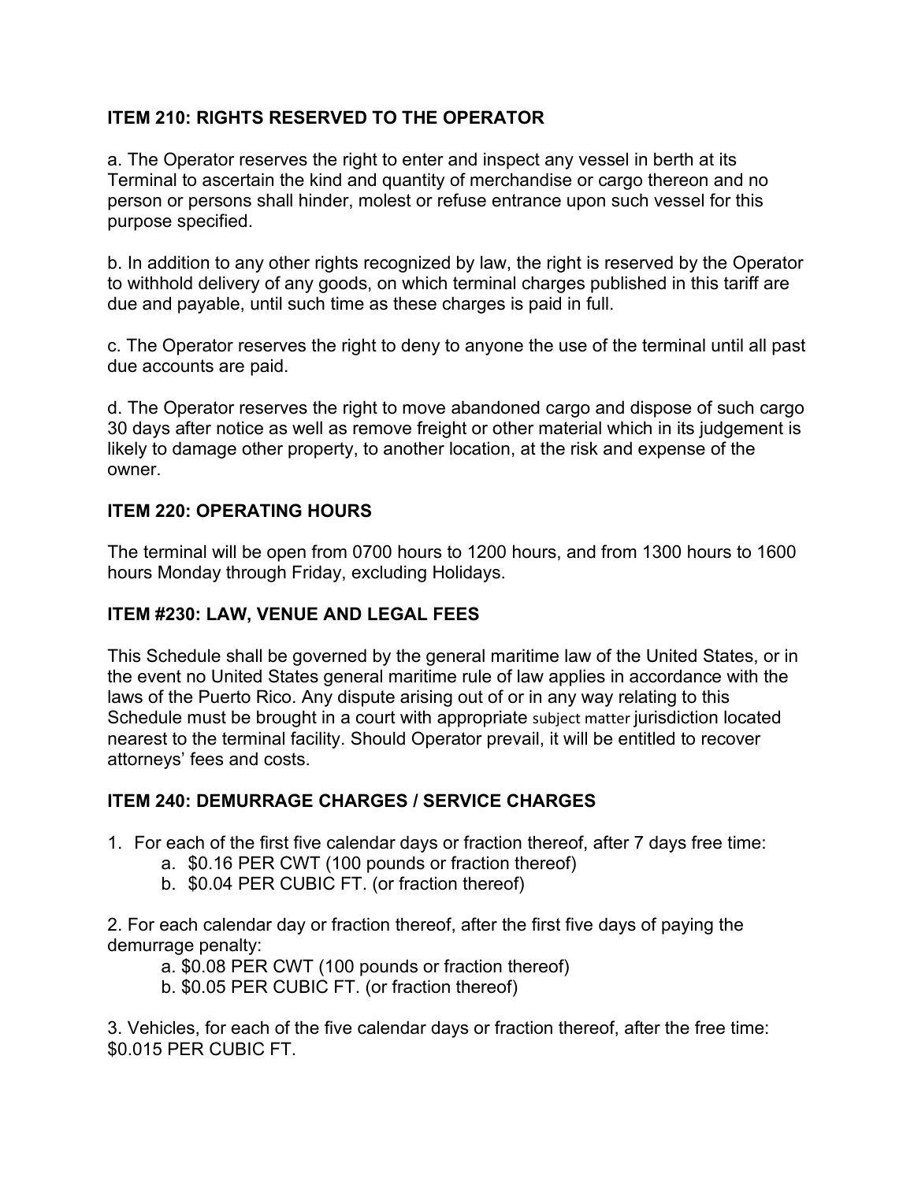### ITEM 210: RIGHTS RESERVED TO THE OPERATOR

a. The Operator reserves the right to enter and inspect any vessel in berth at its Terminal to ascertain the kind and quantity of merchandise or cargo thereon and no person or persons shall hinder, molest or refuse entrance upon such vessel for this purpose specified.

b. In addition to any other rights recognized by law, the right is reserved by the Operator to withhold delivery of any goods, on which terminal charges published in this tariff are due and payable, until such time as these charges is paid in full.

c. The Operator reserves the right to deny to anyone the use of the terminal until all past due accounts are paid.

d. The Operator reserves the right to move abandoned cargo and dispose of such cargo 30 days after notice as well as remove freight or other material which in its judgement is likely to damage other property, to another location, at the risk and expense of the owner.

### ITEM 220: OPERATING HOURS

The terminal will be open from 0700 hours to 1200 hours, and from 1300 hours to 1600 hours Monday through Friday, excluding Holidays.

### ITEM #230: LAW, VENUE AND LEGAL FEES

This Schedule shall be governed by the general maritime law of the United States, or in the event no United States general maritime rule of law applies in accordance with the laws of the Puerto Rico. Any dispute arising out of or in any way relating to this Schedule must be brought in a court with appropriate subject matter jurisdiction located nearest to the terminal facility. Should Operator prevail, it will be entitled to recover attorneys' fees and costs.

### ITEM 240: DEMURRAGE CHARGES / SERVICE CHARGES

1. For each of the first five calendar days or fraction thereof, after 7 days free time:
   a. $0.16 PER CWT (100 pounds or fraction thereof)
   b. $0.04 PER CUBIC FT. (or fraction thereof)

2. For each calendar day or fraction thereof, after the first five days of paying the demurrage penalty:
   a. $0.08 PER CWT (100 pounds or fraction thereof)
   b. $0.05 PER CUBIC FT. (or fraction thereof)

3. Vehicles, for each of the five calendar days or fraction thereof, after the free time: $0.015 PER CUBIC FT.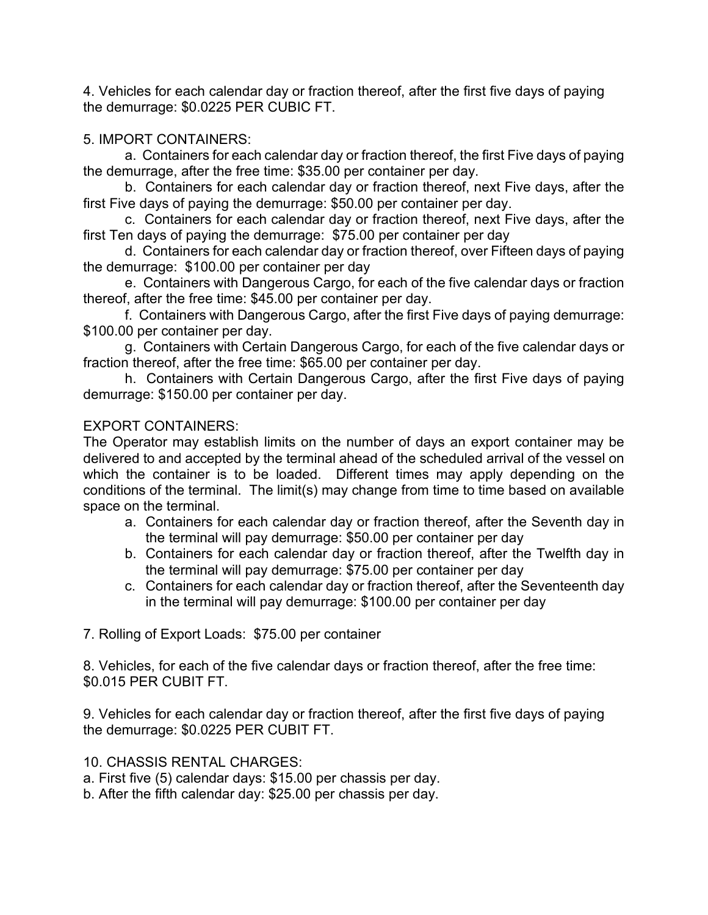4. Vehicles for each calendar day or fraction thereof, after the first five days of paying the demurrage: $0.0225 PER CUBIC FT.

5. IMPORT CONTAINERS:

a. Containers for each calendar day or fraction thereof, the first Five days of paying the demurrage, after the free time: $35.00 per container per day.

b. Containers for each calendar day or fraction thereof, next Five days, after the first Five days of paying the demurrage: $50.00 per container per day.

c. Containers for each calendar day or fraction thereof, next Five days, after the first Ten days of paying the demurrage: $75.00 per container per day

d. Containers for each calendar day or fraction thereof, over Fifteen days of paying the demurrage: $100.00 per container per day

e. Containers with Dangerous Cargo, for each of the five calendar days or fraction thereof, after the free time: $45.00 per container per day.

f. Containers with Dangerous Cargo, after the first Five days of paying demurrage: $100.00 per container per day.

g. Containers with Certain Dangerous Cargo, for each of the five calendar days or fraction thereof, after the free time: $65.00 per container per day.

h. Containers with Certain Dangerous Cargo, after the first Five days of paying demurrage: $150.00 per container per day.

EXPORT CONTAINERS:

The Operator may establish limits on the number of days an export container may be delivered to and accepted by the terminal ahead of the scheduled arrival of the vessel on which the container is to be loaded. Different times may apply depending on the conditions of the terminal. The limit(s) may change from time to time based on available space on the terminal.

a. Containers for each calendar day or fraction thereof, after the Seventh day in the terminal will pay demurrage: $50.00 per container per day
b. Containers for each calendar day or fraction thereof, after the Twelfth day in the terminal will pay demurrage: $75.00 per container per day
c. Containers for each calendar day or fraction thereof, after the Seventeenth day in the terminal will pay demurrage: $100.00 per container per day

7. Rolling of Export Loads: $75.00 per container

8. Vehicles, for each of the five calendar days or fraction thereof, after the free time: $0.015 PER CUBIT FT.

9. Vehicles for each calendar day or fraction thereof, after the first five days of paying the demurrage: $0.0225 PER CUBIT FT.

10. CHASSIS RENTAL CHARGES:

a. First five (5) calendar days: $15.00 per chassis per day.

b. After the fifth calendar day: $25.00 per chassis per day.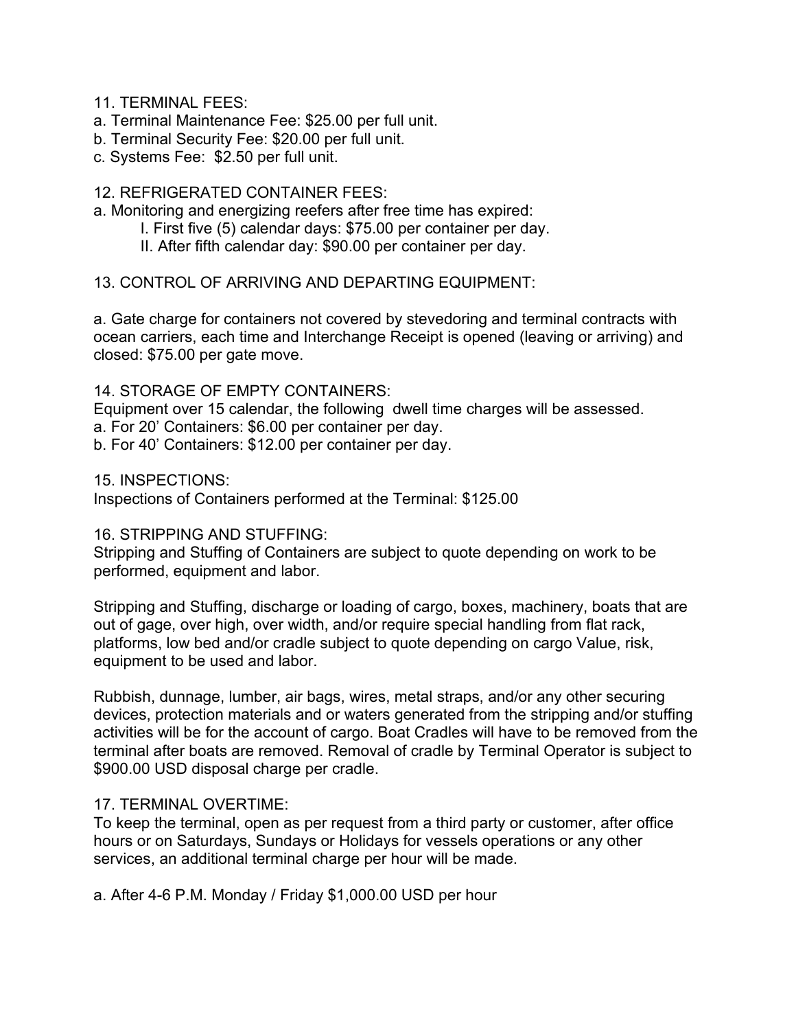11. TERMINAL FEES:
a. Terminal Maintenance Fee: $25.00 per full unit.
b. Terminal Security Fee: $20.00 per full unit.
c. Systems Fee: $2.50 per full unit.

12. REFRIGERATED CONTAINER FEES:
a. Monitoring and energizing reefers after free time has expired:
    I. First five (5) calendar days: $75.00 per container per day.
    II. After fifth calendar day: $90.00 per container per day.

13. CONTROL OF ARRIVING AND DEPARTING EQUIPMENT:

a. Gate charge for containers not covered by stevedoring and terminal contracts with ocean carriers, each time and Interchange Receipt is opened (leaving or arriving) and closed: $75.00 per gate move.

14. STORAGE OF EMPTY CONTAINERS:
Equipment over 15 calendar, the following dwell time charges will be assessed.
a. For 20' Containers: $6.00 per container per day.
b. For 40' Containers: $12.00 per container per day.

15. INSPECTIONS:
Inspections of Containers performed at the Terminal: $125.00

16. STRIPPING AND STUFFING:
Stripping and Stuffing of Containers are subject to quote depending on work to be performed, equipment and labor.

Stripping and Stuffing, discharge or loading of cargo, boxes, machinery, boats that are out of gage, over high, over width, and/or require special handling from flat rack, platforms, low bed and/or cradle subject to quote depending on cargo Value, risk, equipment to be used and labor.

Rubbish, dunnage, lumber, air bags, wires, metal straps, and/or any other securing devices, protection materials and or waters generated from the stripping and/or stuffing activities will be for the account of cargo. Boat Cradles will have to be removed from the terminal after boats are removed. Removal of cradle by Terminal Operator is subject to $900.00 USD disposal charge per cradle.

17. TERMINAL OVERTIME:
To keep the terminal, open as per request from a third party or customer, after office hours or on Saturdays, Sundays or Holidays for vessels operations or any other services, an additional terminal charge per hour will be made.

a. After 4-6 P.M. Monday / Friday $1,000.00 USD per hour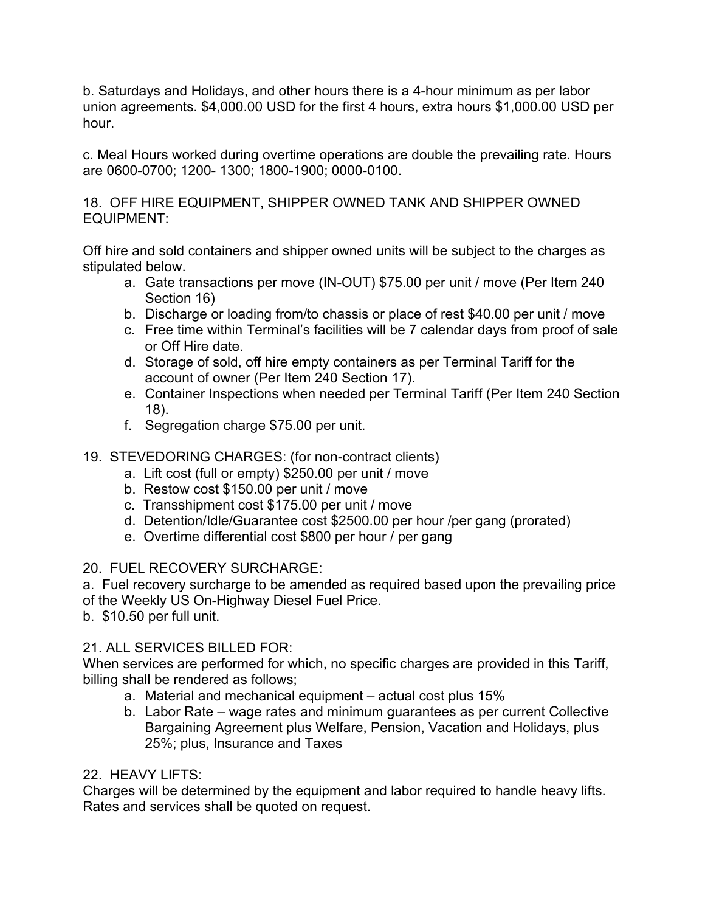b. Saturdays and Holidays, and other hours there is a 4-hour minimum as per labor union agreements. $4,000.00 USD for the first 4 hours, extra hours $1,000.00 USD per hour.

c. Meal Hours worked during overtime operations are double the prevailing rate. Hours are 0600-0700; 1200- 1300; 1800-1900; 0000-0100.

## 18. OFF HIRE EQUIPMENT, SHIPPER OWNED TANK AND SHIPPER OWNED EQUIPMENT:

Off hire and sold containers and shipper owned units will be subject to the charges as stipulated below.

a. Gate transactions per move (IN-OUT) $75.00 per unit / move (Per Item 240 Section 16)
b. Discharge or loading from/to chassis or place of rest $40.00 per unit / move
c. Free time within Terminal's facilities will be 7 calendar days from proof of sale or Off Hire date.
d. Storage of sold, off hire empty containers as per Terminal Tariff for the account of owner (Per Item 240 Section 17).
e. Container Inspections when needed per Terminal Tariff (Per Item 240 Section 18).
f. Segregation charge $75.00 per unit.

## 19. STEVEDORING CHARGES: (for non-contract clients)

a. Lift cost (full or empty) $250.00 per unit / move
b. Restow cost $150.00 per unit / move
c. Transshipment cost $175.00 per unit / move
d. Detention/Idle/Guarantee cost $2500.00 per hour /per gang (prorated)
e. Overtime differential cost $800 per hour / per gang

## 20. FUEL RECOVERY SURCHARGE:

a. Fuel recovery surcharge to be amended as required based upon the prevailing price of the Weekly US On-Highway Diesel Fuel Price.
b. $10.50 per full unit.

## 21. ALL SERVICES BILLED FOR:

When services are performed for which, no specific charges are provided in this Tariff, billing shall be rendered as follows;

a. Material and mechanical equipment – actual cost plus 15%
b. Labor Rate – wage rates and minimum guarantees as per current Collective Bargaining Agreement plus Welfare, Pension, Vacation and Holidays, plus 25%; plus, Insurance and Taxes

## 22. HEAVY LIFTS:

Charges will be determined by the equipment and labor required to handle heavy lifts. Rates and services shall be quoted on request.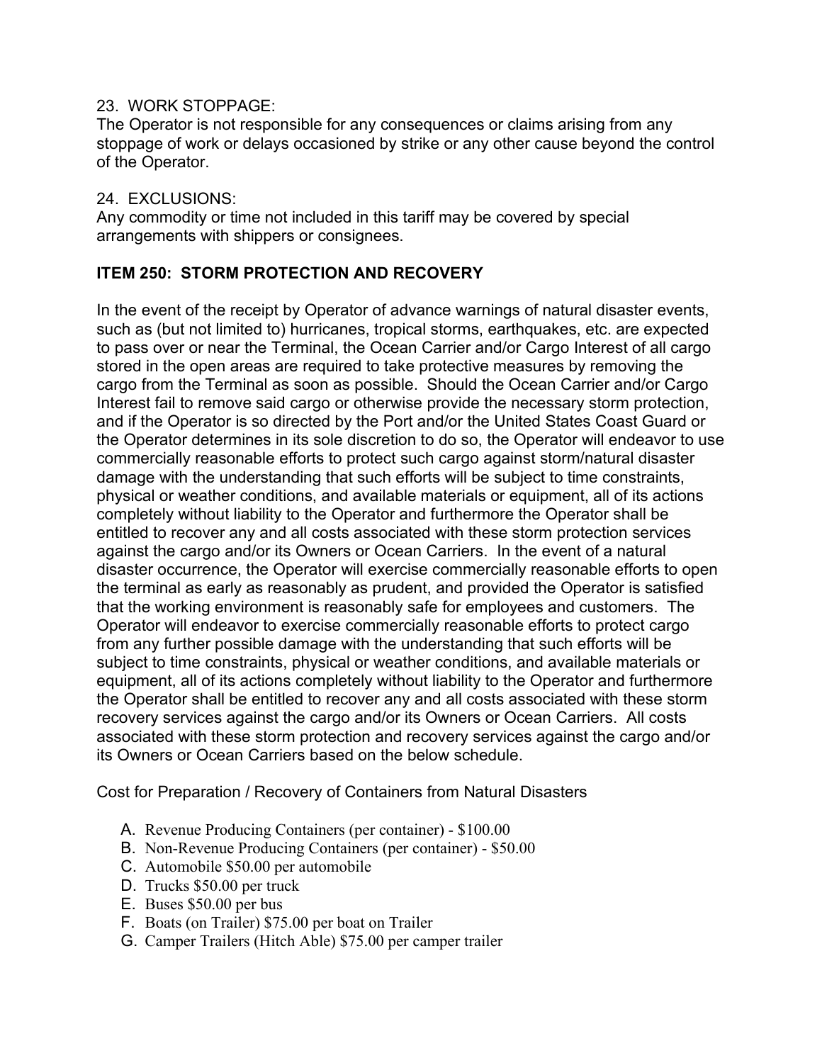23. WORK STOPPAGE:
The Operator is not responsible for any consequences or claims arising from any stoppage of work or delays occasioned by strike or any other cause beyond the control of the Operator.

24. EXCLUSIONS:
Any commodity or time not included in this tariff may be covered by special arrangements with shippers or consignees.

## ITEM 250: STORM PROTECTION AND RECOVERY

In the event of the receipt by Operator of advance warnings of natural disaster events, such as (but not limited to) hurricanes, tropical storms, earthquakes, etc. are expected to pass over or near the Terminal, the Ocean Carrier and/or Cargo Interest of all cargo stored in the open areas are required to take protective measures by removing the cargo from the Terminal as soon as possible. Should the Ocean Carrier and/or Cargo Interest fail to remove said cargo or otherwise provide the necessary storm protection, and if the Operator is so directed by the Port and/or the United States Coast Guard or the Operator determines in its sole discretion to do so, the Operator will endeavor to use commercially reasonable efforts to protect such cargo against storm/natural disaster damage with the understanding that such efforts will be subject to time constraints, physical or weather conditions, and available materials or equipment, all of its actions completely without liability to the Operator and furthermore the Operator shall be entitled to recover any and all costs associated with these storm protection services against the cargo and/or its Owners or Ocean Carriers. In the event of a natural disaster occurrence, the Operator will exercise commercially reasonable efforts to open the terminal as early as reasonably as prudent, and provided the Operator is satisfied that the working environment is reasonably safe for employees and customers. The Operator will endeavor to exercise commercially reasonable efforts to protect cargo from any further possible damage with the understanding that such efforts will be subject to time constraints, physical or weather conditions, and available materials or equipment, all of its actions completely without liability to the Operator and furthermore the Operator shall be entitled to recover any and all costs associated with these storm recovery services against the cargo and/or its Owners or Ocean Carriers. All costs associated with these storm protection and recovery services against the cargo and/or its Owners or Ocean Carriers based on the below schedule.

Cost for Preparation / Recovery of Containers from Natural Disasters

A. Revenue Producing Containers (per container) - $100.00
B. Non-Revenue Producing Containers (per container) - $50.00
C. Automobile $50.00 per automobile
D. Trucks $50.00 per truck
E. Buses $50.00 per bus
F. Boats (on Trailer) $75.00 per boat on Trailer
G. Camper Trailers (Hitch Able) $75.00 per camper trailer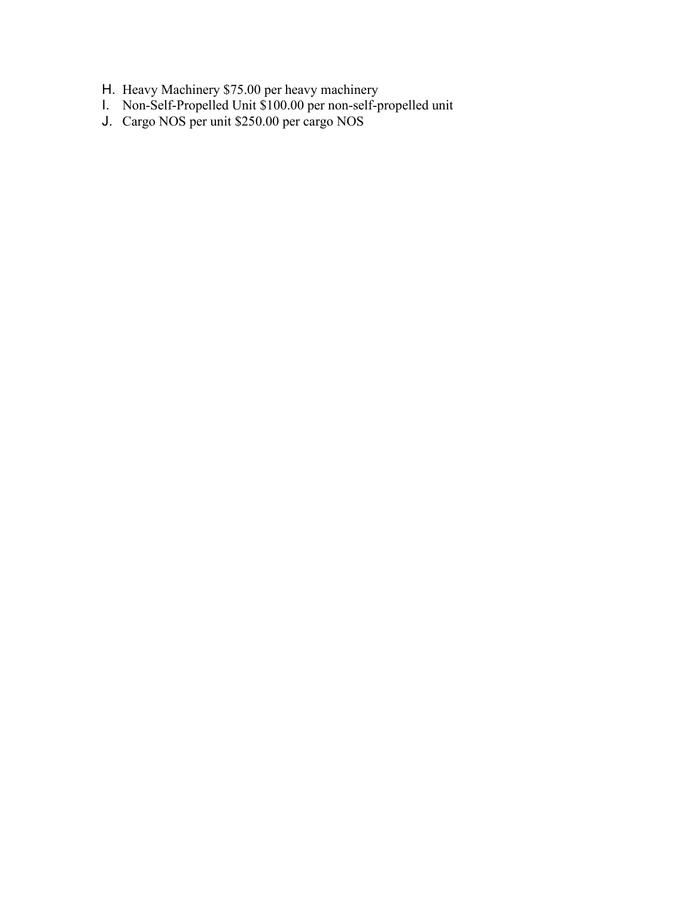H. Heavy Machinery $75.00 per heavy machinery
I. Non-Self-Propelled Unit $100.00 per non-self-propelled unit
J. Cargo NOS per unit $250.00 per cargo NOS